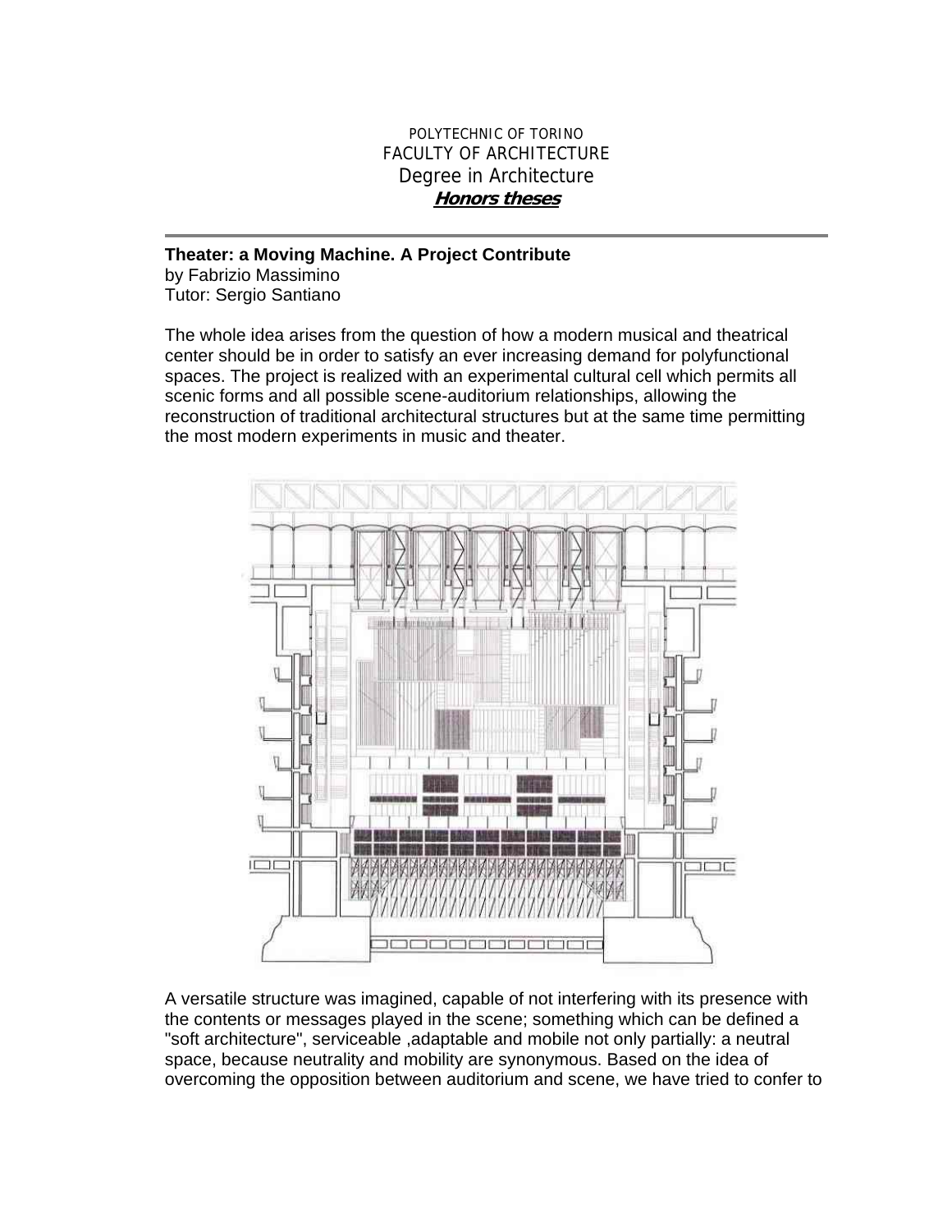POLYTECHNIC OF TORINO
FACULTY OF ARCHITECTURE
Degree in Architecture
**Honors theses**

---

**Theater: a Moving Machine. A Project Contribute**
by Fabrizio Massimino
Tutor: Sergio Santiano

The whole idea arises from the question of how a modern musical and theatrical center should be in order to satisfy an ever increasing demand for polyfunctional spaces. The project is realized with an experimental cultural cell which permits all scenic forms and all possible scene-auditorium relationships, allowing the reconstruction of traditional architectural structures but at the same time permitting the most modern experiments in music and theater.

A versatile structure was imagined, capable of not interfering with its presence with the contents or messages played in the scene; something which can be defined a "soft architecture", serviceable ,adaptable and mobile not only partially: a neutral space, because neutrality and mobility are synonymous. Based on the idea of overcoming the opposition between auditorium and scene, we have tried to confer to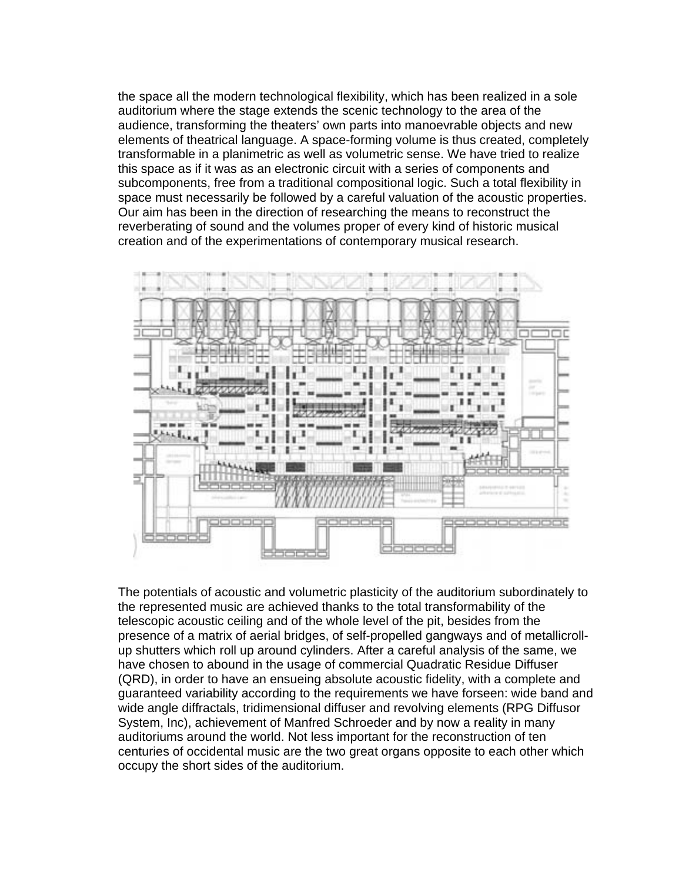the space all the modern technological flexibility, which has been realized in a sole auditorium where the stage extends the scenic technology to the area of the audience, transforming the theaters' own parts into manoevrable objects and new elements of theatrical language. A space-forming volume is thus created, completely transformable in a planimetric as well as volumetric sense. We have tried to realize this space as if it was as an electronic circuit with a series of components and subcomponents, free from a traditional compositional logic. Such a total flexibility in space must necessarily be followed by a careful valuation of the acoustic properties. Our aim has been in the direction of researching the means to reconstruct the reverberating of sound and the volumes proper of every kind of historic musical creation and of the experimentations of contemporary musical research.

The potentials of acoustic and volumetric plasticity of the auditorium subordinately to the represented music are achieved thanks to the total transformability of the telescopic acoustic ceiling and of the whole level of the pit, besides from the presence of a matrix of aerial bridges, of self-propelled gangways and of metallicroll-up shutters which roll up around cylinders. After a careful analysis of the same, we have chosen to abound in the usage of commercial Quadratic Residue Diffuser (QRD), in order to have an ensueing absolute acoustic fidelity, with a complete and guaranteed variability according to the requirements we have forseen: wide band and wide angle diffractals, tridimensional diffuser and revolving elements (RPG Diffusor System, Inc), achievement of Manfred Schroeder and by now a reality in many auditoriums around the world. Not less important for the reconstruction of ten centuries of occidental music are the two great organs opposite to each other which occupy the short sides of the auditorium.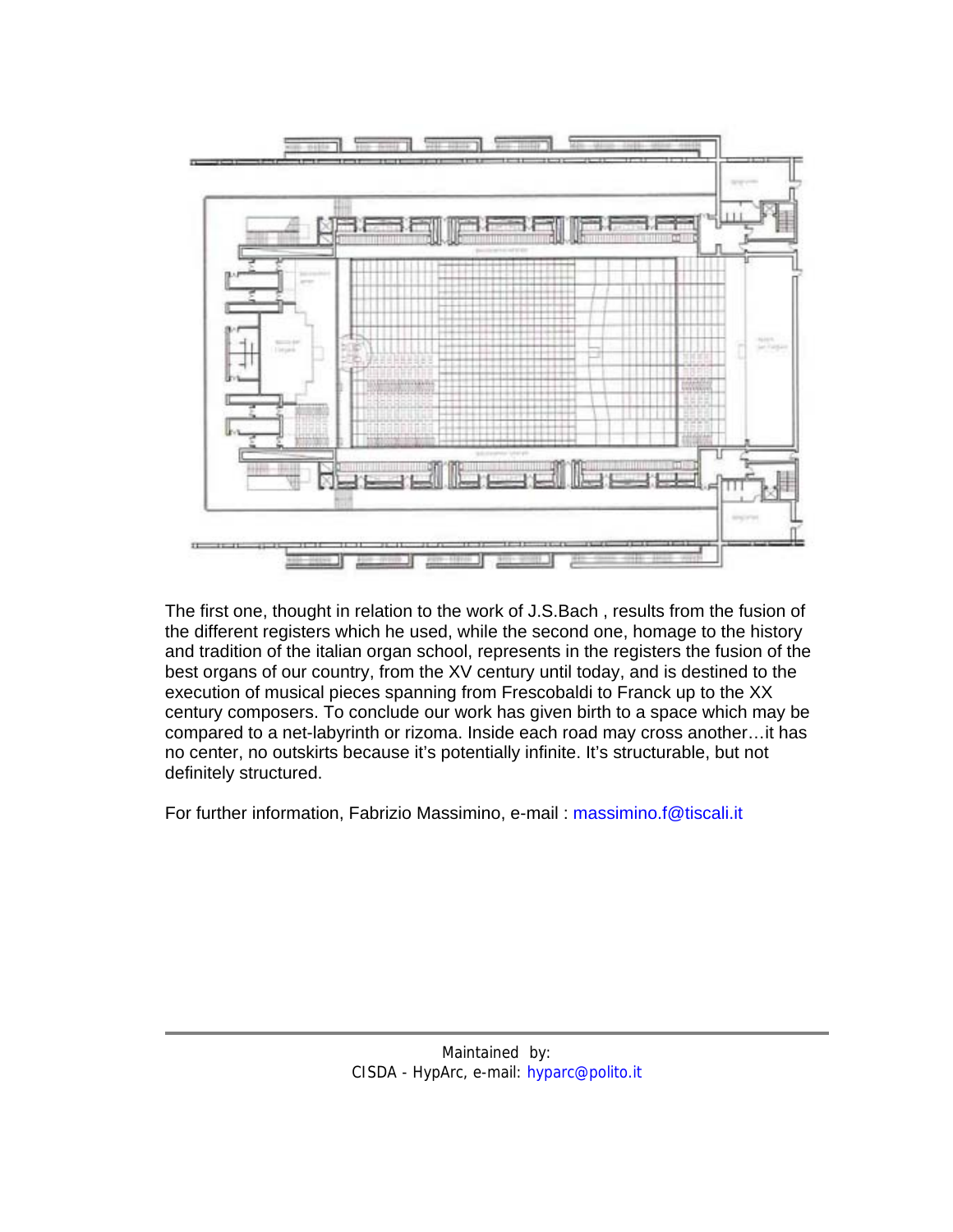The first one, thought in relation to the work of J.S.Bach , results from the fusion of the different registers which he used, while the second one, homage to the history and tradition of the italian organ school, represents in the registers the fusion of the best organs of our country, from the XV century until today, and is destined to the execution of musical pieces spanning from Frescobaldi to Franck up to the XX century composers. To conclude our work has given birth to a space which may be compared to a net-labyrinth or rizoma. Inside each road may cross another…it has no center, no outskirts because it's potentially infinite. It's structurable, but not definitely structured.

For further information, Fabrizio Massimino, e-mail : massimino.f@tiscali.it

---

Maintained by:
CISDA - HypArc, e-mail: hyparc@polito.it